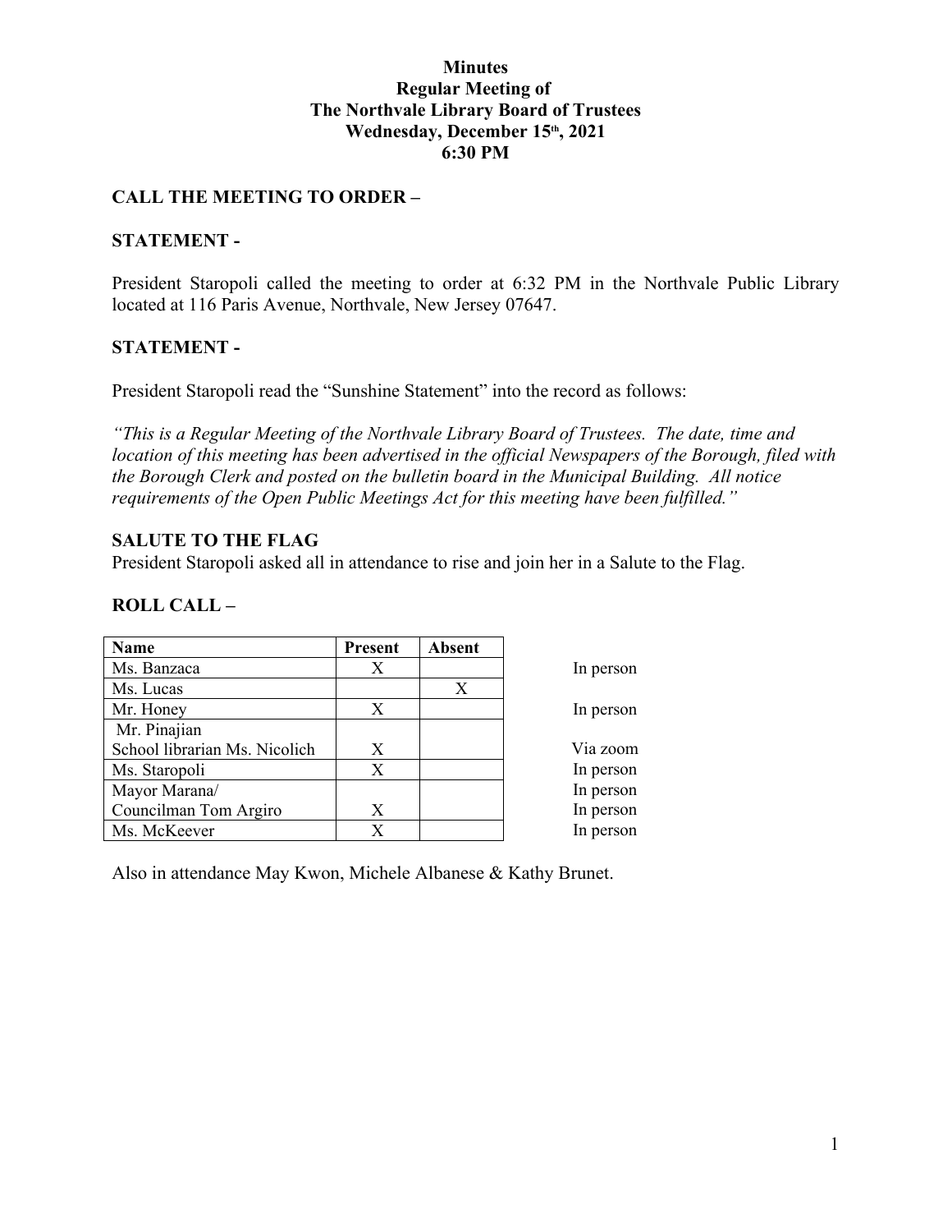# Minutes
# Regular Meeting of
# The Northvale Library Board of Trustees
# Wednesday, December 15th, 2021
# 6:30 PM

## CALL THE MEETING TO ORDER –

## STATEMENT -

President Staropoli called the meeting to order at 6:32 PM in the Northvale Public Library located at 116 Paris Avenue, Northvale, New Jersey 07647.

## STATEMENT -

President Staropoli read the "Sunshine Statement" into the record as follows:

*"This is a Regular Meeting of the Northvale Library Board of Trustees. The date, time and location of this meeting has been advertised in the official Newspapers of the Borough, filed with the Borough Clerk and posted on the bulletin board in the Municipal Building. All notice requirements of the Open Public Meetings Act for this meeting have been fulfilled."*

## SALUTE TO THE FLAG

President Staropoli asked all in attendance to rise and join her in a Salute to the Flag.

## ROLL CALL –

| Name | Present | Absent | |
|---|---|---|---|
| Ms. Banzaca | X | | In person |
| Ms. Lucas | | X | |
| Mr. Honey | X | | In person |
| Mr. Pinajian<br>School librarian Ms. Nicolich | X | | Via zoom |
| Ms. Staropoli | X | | In person |
| Mayor Marana/<br>Councilman Tom Argiro | X | | In person<br>In person |
| Ms. McKeever | X | | In person |

Also in attendance May Kwon, Michele Albanese & Kathy Brunet.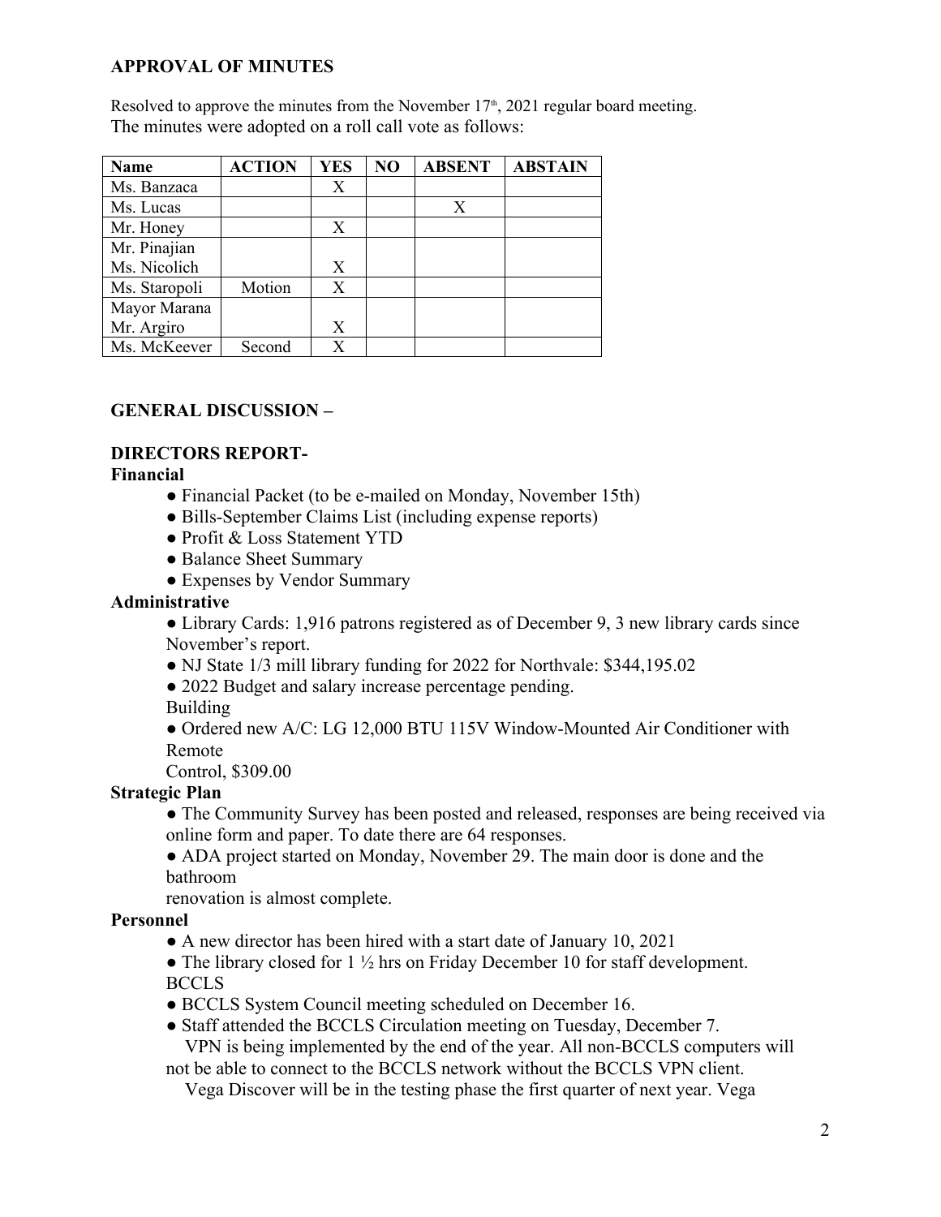## APPROVAL OF MINUTES

Resolved to approve the minutes from the November 17th, 2021 regular board meeting.
The minutes were adopted on a roll call vote as follows:

| Name | ACTION | YES | NO | ABSENT | ABSTAIN |
|---|---|---|---|---|---|
| Ms. Banzaca | | X | | | |
| Ms. Lucas | | | | X | |
| Mr. Honey | | X | | | |
| Mr. Pinajian<br>Ms. Nicolich | | X | | | |
| Ms. Staropoli | Motion | X | | | |
| Mayor Marana<br>Mr. Argiro | | X | | | |
| Ms. McKeever | Second | X | | | |

## GENERAL DISCUSSION –

## DIRECTORS REPORT-

**Financial**

- Financial Packet (to be e-mailed on Monday, November 15th)
- Bills-September Claims List (including expense reports)
- Profit & Loss Statement YTD
- Balance Sheet Summary
- Expenses by Vendor Summary

**Administrative**

- Library Cards: 1,916 patrons registered as of December 9, 3 new library cards since November's report.
- NJ State 1/3 mill library funding for 2022 for Northvale: $344,195.02
- 2022 Budget and salary increase percentage pending.

Building

- Ordered new A/C: LG 12,000 BTU 115V Window-Mounted Air Conditioner with Remote Control, $309.00

**Strategic Plan**

- The Community Survey has been posted and released, responses are being received via online form and paper. To date there are 64 responses.
- ADA project started on Monday, November 29. The main door is done and the bathroom renovation is almost complete.

**Personnel**

- A new director has been hired with a start date of January 10, 2021
- The library closed for 1 ½ hrs on Friday December 10 for staff development.

BCCLS

- BCCLS System Council meeting scheduled on December 16.
- Staff attended the BCCLS Circulation meeting on Tuesday, December 7.

  VPN is being implemented by the end of the year. All non-BCCLS computers will not be able to connect to the BCCLS network without the BCCLS VPN client.

  Vega Discover will be in the testing phase the first quarter of next year. Vega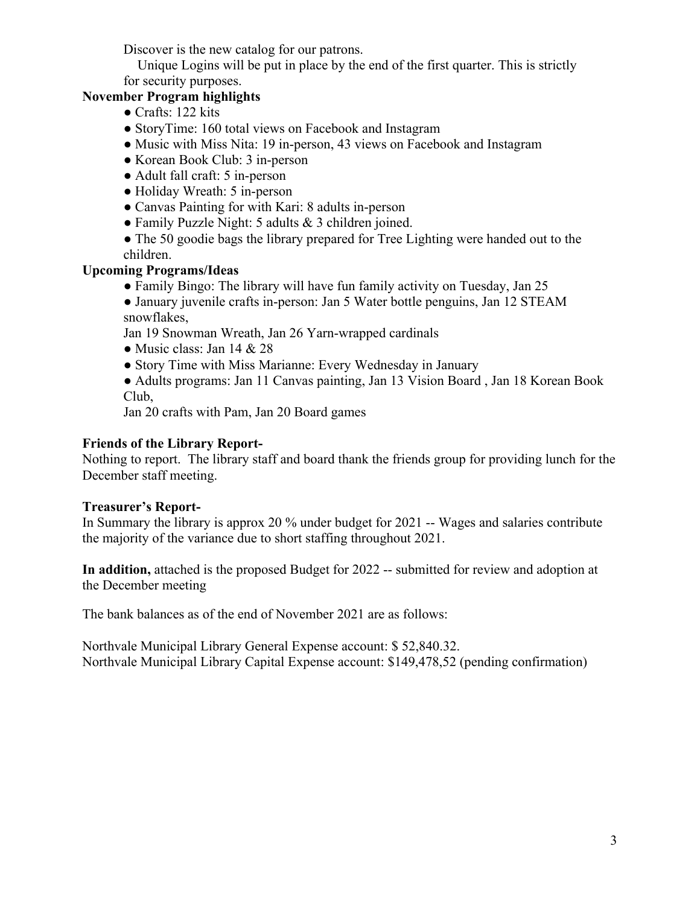Discover is the new catalog for our patrons.

Unique Logins will be put in place by the end of the first quarter. This is strictly for security purposes.

**November Program highlights**

- Crafts: 122 kits
- StoryTime: 160 total views on Facebook and Instagram
- Music with Miss Nita: 19 in-person, 43 views on Facebook and Instagram
- Korean Book Club: 3 in-person
- Adult fall craft: 5 in-person
- Holiday Wreath: 5 in-person
- Canvas Painting for with Kari: 8 adults in-person
- Family Puzzle Night: 5 adults & 3 children joined.
- The 50 goodie bags the library prepared for Tree Lighting were handed out to the children.

**Upcoming Programs/Ideas**

- Family Bingo: The library will have fun family activity on Tuesday, Jan 25
- January juvenile crafts in-person: Jan 5 Water bottle penguins, Jan 12 STEAM snowflakes,
  Jan 19 Snowman Wreath, Jan 26 Yarn-wrapped cardinals
- Music class: Jan 14 & 28
- Story Time with Miss Marianne: Every Wednesday in January
- Adults programs: Jan 11 Canvas painting, Jan 13 Vision Board , Jan 18 Korean Book Club,
  Jan 20 crafts with Pam, Jan 20 Board games

**Friends of the Library Report-**

Nothing to report. The library staff and board thank the friends group for providing lunch for the December staff meeting.

**Treasurer's Report-**

In Summary the library is approx 20 % under budget for 2021 -- Wages and salaries contribute the majority of the variance due to short staffing throughout 2021.

**In addition,** attached is the proposed Budget for 2022 -- submitted for review and adoption at the December meeting

The bank balances as of the end of November 2021 are as follows:

Northvale Municipal Library General Expense account: $ 52,840.32.
Northvale Municipal Library Capital Expense account: $149,478,52 (pending confirmation)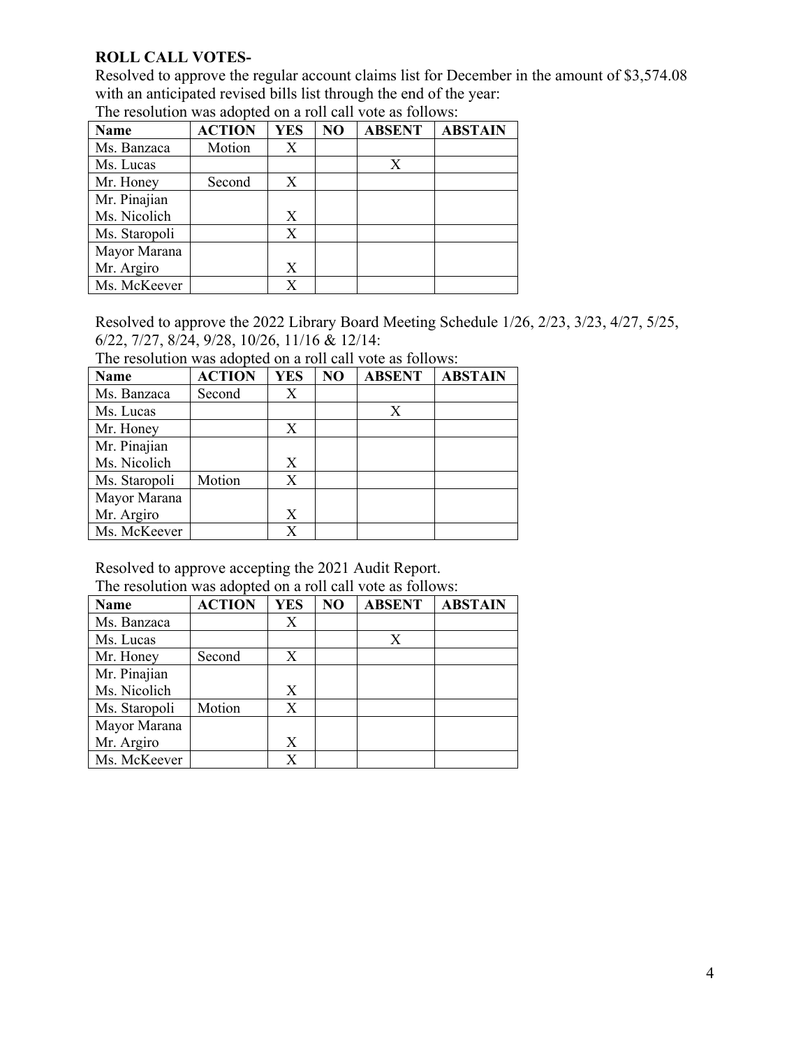**ROLL CALL VOTES-**

Resolved to approve the regular account claims list for December in the amount of $3,574.08 with an anticipated revised bills list through the end of the year:

The resolution was adopted on a roll call vote as follows:

| Name | ACTION | YES | NO | ABSENT | ABSTAIN |
|---|---|---|---|---|---|
| Ms. Banzaca | Motion | X | | | |
| Ms. Lucas | | | | X | |
| Mr. Honey | Second | X | | | |
| Mr. Pinajian | | | | | |
| Ms. Nicolich | | X | | | |
| Ms. Staropoli | | X | | | |
| Mayor Marana | | | | | |
| Mr. Argiro | | X | | | |
| Ms. McKeever | | X | | | |

Resolved to approve the 2022 Library Board Meeting Schedule 1/26, 2/23, 3/23, 4/27, 5/25, 6/22, 7/27, 8/24, 9/28, 10/26, 11/16 & 12/14:

The resolution was adopted on a roll call vote as follows:

| Name | ACTION | YES | NO | ABSENT | ABSTAIN |
|---|---|---|---|---|---|
| Ms. Banzaca | Second | X | | | |
| Ms. Lucas | | | | X | |
| Mr. Honey | | X | | | |
| Mr. Pinajian | | | | | |
| Ms. Nicolich | | X | | | |
| Ms. Staropoli | Motion | X | | | |
| Mayor Marana | | | | | |
| Mr. Argiro | | X | | | |
| Ms. McKeever | | X | | | |

Resolved to approve accepting the 2021 Audit Report.

The resolution was adopted on a roll call vote as follows:

| Name | ACTION | YES | NO | ABSENT | ABSTAIN |
|---|---|---|---|---|---|
| Ms. Banzaca | | X | | | |
| Ms. Lucas | | | | X | |
| Mr. Honey | Second | X | | | |
| Mr. Pinajian | | | | | |
| Ms. Nicolich | | X | | | |
| Ms. Staropoli | Motion | X | | | |
| Mayor Marana | | | | | |
| Mr. Argiro | | X | | | |
| Ms. McKeever | | X | | | |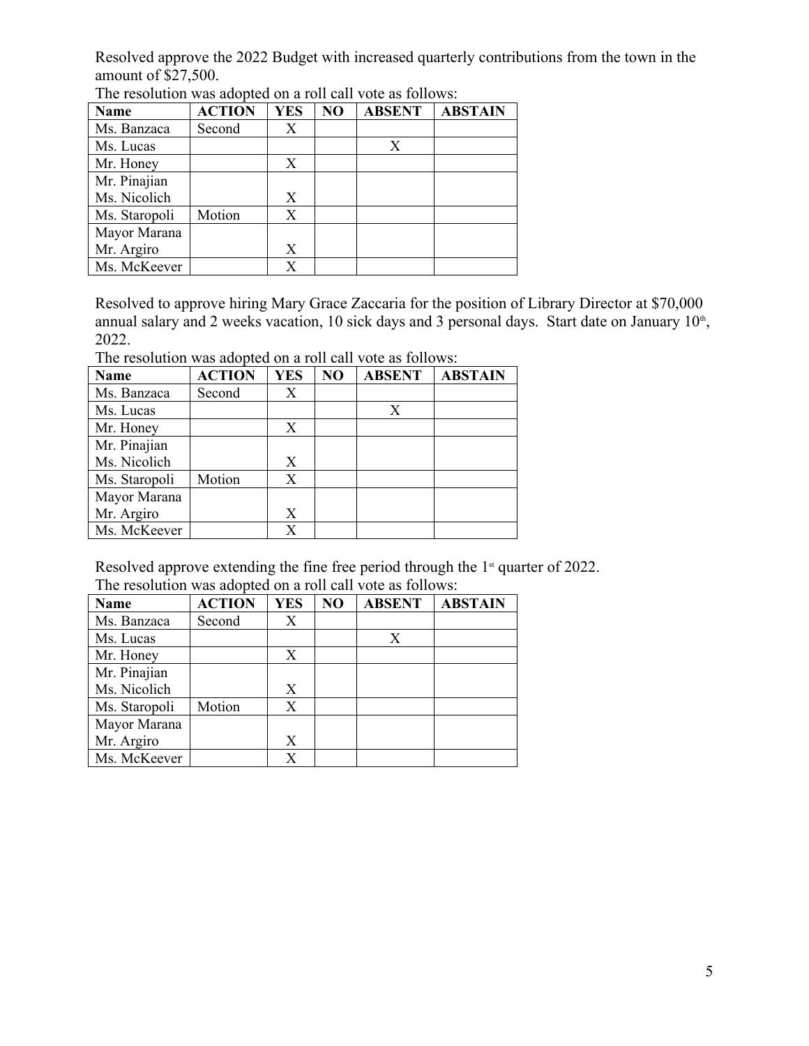Resolved approve the 2022 Budget with increased quarterly contributions from the town in the amount of $27,500.

The resolution was adopted on a roll call vote as follows:

| Name | ACTION | YES | NO | ABSENT | ABSTAIN |
|---|---|---|---|---|---|
| Ms. Banzaca | Second | X | | | |
| Ms. Lucas | | | | X | |
| Mr. Honey | | X | | | |
| Mr. Pinajian Ms. Nicolich | | X | | | |
| Ms. Staropoli | Motion | X | | | |
| Mayor Marana Mr. Argiro | | X | | | |
| Ms. McKeever | | X | | | |

Resolved to approve hiring Mary Grace Zaccaria for the position of Library Director at $70,000 annual salary and 2 weeks vacation, 10 sick days and 3 personal days. Start date on January 10th, 2022.

The resolution was adopted on a roll call vote as follows:

| Name | ACTION | YES | NO | ABSENT | ABSTAIN |
|---|---|---|---|---|---|
| Ms. Banzaca | Second | X | | | |
| Ms. Lucas | | | | X | |
| Mr. Honey | | X | | | |
| Mr. Pinajian Ms. Nicolich | | X | | | |
| Ms. Staropoli | Motion | X | | | |
| Mayor Marana Mr. Argiro | | X | | | |
| Ms. McKeever | | X | | | |

Resolved approve extending the fine free period through the 1st quarter of 2022.

The resolution was adopted on a roll call vote as follows:

| Name | ACTION | YES | NO | ABSENT | ABSTAIN |
|---|---|---|---|---|---|
| Ms. Banzaca | Second | X | | | |
| Ms. Lucas | | | | X | |
| Mr. Honey | | X | | | |
| Mr. Pinajian Ms. Nicolich | | X | | | |
| Ms. Staropoli | Motion | X | | | |
| Mayor Marana Mr. Argiro | | X | | | |
| Ms. McKeever | | X | | | |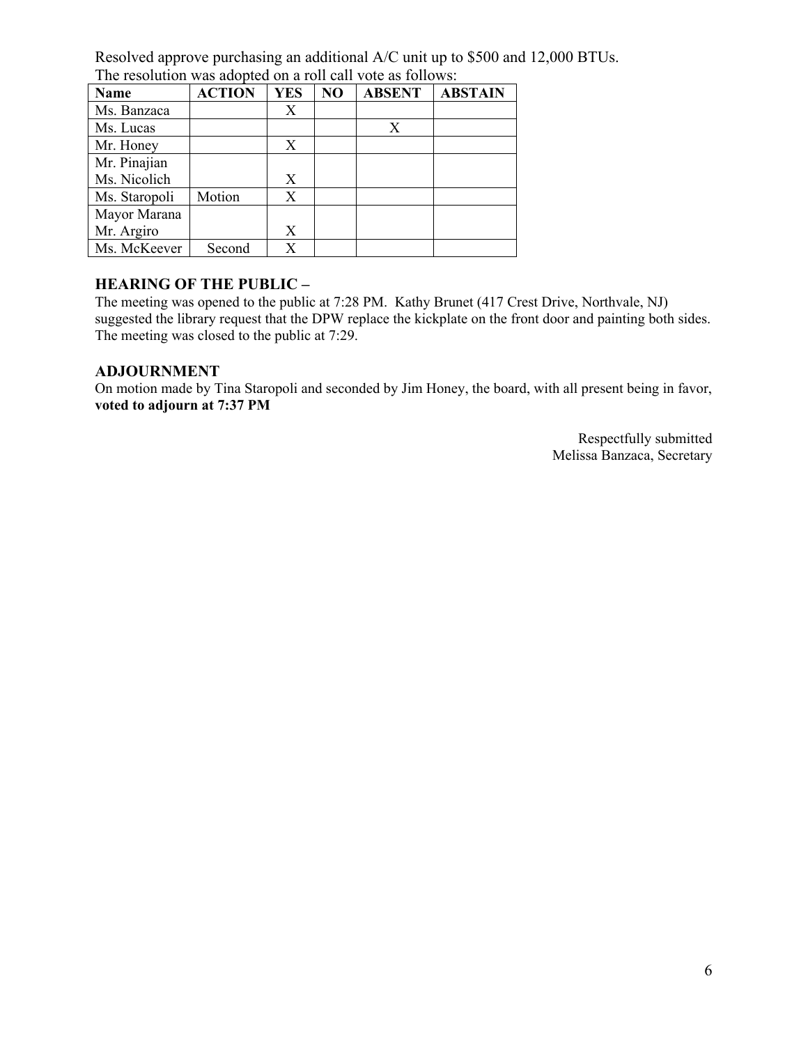Resolved approve purchasing an additional A/C unit up to $500 and 12,000 BTUs.
The resolution was adopted on a roll call vote as follows:

| Name | ACTION | YES | NO | ABSENT | ABSTAIN |
|---|---|---|---|---|---|
| Ms. Banzaca | | X | | | |
| Ms. Lucas | | | | X | |
| Mr. Honey | | X | | | |
| Mr. Pinajian Ms. Nicolich | | X | | | |
| Ms. Staropoli | Motion | X | | | |
| Mayor Marana Mr. Argiro | | X | | | |
| Ms. McKeever | Second | X | | | |

## HEARING OF THE PUBLIC –

The meeting was opened to the public at 7:28 PM. Kathy Brunet (417 Crest Drive, Northvale, NJ) suggested the library request that the DPW replace the kickplate on the front door and painting both sides. The meeting was closed to the public at 7:29.

## ADJOURNMENT

On motion made by Tina Staropoli and seconded by Jim Honey, the board, with all present being in favor, **voted to adjourn at 7:37 PM**

Respectfully submitted
Melissa Banzaca, Secretary